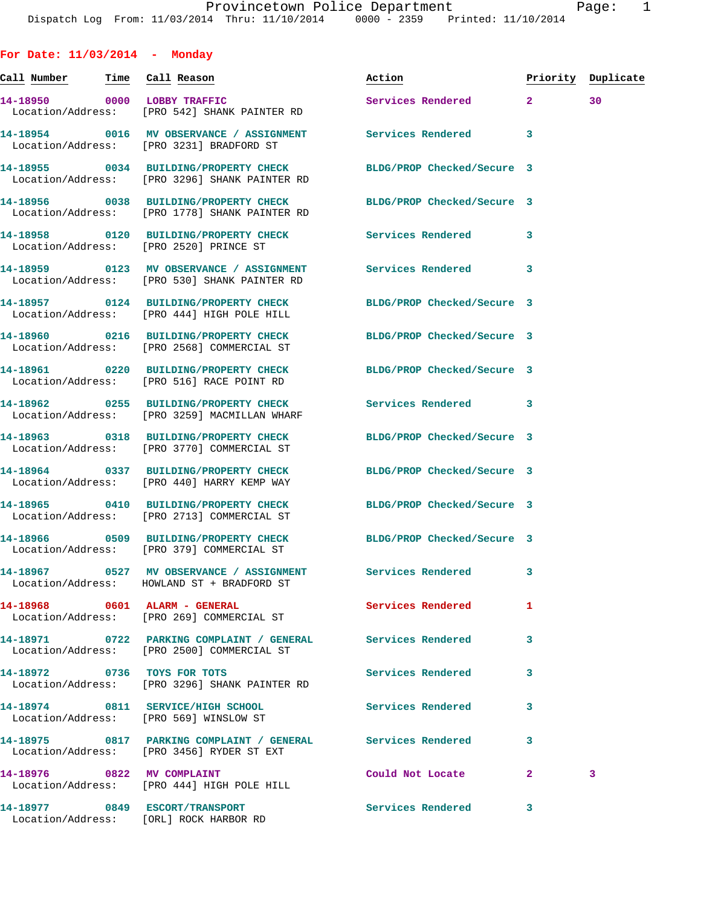Provincetown Police Department
Dispatch Log From: 11/03/2014 Thru: 11/10/2014 0000 - 2359 Printed: 11/10/2014

## For Date: 11/03/2014 - Monday

| Call Number | Time | Call Reason | Action | Priority | Duplicate |
|---|---|---|---|---|---|
| 14-18950 | 0000 | LOBBY TRAFFIC | Services Rendered | 2 | 30 |
| Location/Address: | | [PRO 542] SHANK PAINTER RD | | | |
| 14-18954 | 0016 | MV OBSERVANCE / ASSIGNMENT | Services Rendered | 3 | |
| Location/Address: | | [PRO 3231] BRADFORD ST | | | |
| 14-18955 | 0034 | BUILDING/PROPERTY CHECK | BLDG/PROP Checked/Secure | 3 | |
| Location/Address: | | [PRO 3296] SHANK PAINTER RD | | | |
| 14-18956 | 0038 | BUILDING/PROPERTY CHECK | BLDG/PROP Checked/Secure | 3 | |
| Location/Address: | | [PRO 1778] SHANK PAINTER RD | | | |
| 14-18958 | 0120 | BUILDING/PROPERTY CHECK | Services Rendered | 3 | |
| Location/Address: | | [PRO 2520] PRINCE ST | | | |
| 14-18959 | 0123 | MV OBSERVANCE / ASSIGNMENT | Services Rendered | 3 | |
| Location/Address: | | [PRO 530] SHANK PAINTER RD | | | |
| 14-18957 | 0124 | BUILDING/PROPERTY CHECK | BLDG/PROP Checked/Secure | 3 | |
| Location/Address: | | [PRO 444] HIGH POLE HILL | | | |
| 14-18960 | 0216 | BUILDING/PROPERTY CHECK | BLDG/PROP Checked/Secure | 3 | |
| Location/Address: | | [PRO 2568] COMMERCIAL ST | | | |
| 14-18961 | 0220 | BUILDING/PROPERTY CHECK | BLDG/PROP Checked/Secure | 3 | |
| Location/Address: | | [PRO 516] RACE POINT RD | | | |
| 14-18962 | 0255 | BUILDING/PROPERTY CHECK | Services Rendered | 3 | |
| Location/Address: | | [PRO 3259] MACMILLAN WHARF | | | |
| 14-18963 | 0318 | BUILDING/PROPERTY CHECK | BLDG/PROP Checked/Secure | 3 | |
| Location/Address: | | [PRO 3770] COMMERCIAL ST | | | |
| 14-18964 | 0337 | BUILDING/PROPERTY CHECK | BLDG/PROP Checked/Secure | 3 | |
| Location/Address: | | [PRO 440] HARRY KEMP WAY | | | |
| 14-18965 | 0410 | BUILDING/PROPERTY CHECK | BLDG/PROP Checked/Secure | 3 | |
| Location/Address: | | [PRO 2713] COMMERCIAL ST | | | |
| 14-18966 | 0509 | BUILDING/PROPERTY CHECK | BLDG/PROP Checked/Secure | 3 | |
| Location/Address: | | [PRO 379] COMMERCIAL ST | | | |
| 14-18967 | 0527 | MV OBSERVANCE / ASSIGNMENT | Services Rendered | 3 | |
| Location/Address: | | HOWLAND ST + BRADFORD ST | | | |
| 14-18968 | 0601 | ALARM - GENERAL | Services Rendered | 1 | |
| Location/Address: | | [PRO 269] COMMERCIAL ST | | | |
| 14-18971 | 0722 | PARKING COMPLAINT / GENERAL | Services Rendered | 3 | |
| Location/Address: | | [PRO 2500] COMMERCIAL ST | | | |
| 14-18972 | 0736 | TOYS FOR TOTS | Services Rendered | 3 | |
| Location/Address: | | [PRO 3296] SHANK PAINTER RD | | | |
| 14-18974 | 0811 | SERVICE/HIGH SCHOOL | Services Rendered | 3 | |
| Location/Address: | | [PRO 569] WINSLOW ST | | | |
| 14-18975 | 0817 | PARKING COMPLAINT / GENERAL | Services Rendered | 3 | |
| Location/Address: | | [PRO 3456] RYDER ST EXT | | | |
| 14-18976 | 0822 | MV COMPLAINT | Could Not Locate | 2 | 3 |
| Location/Address: | | [PRO 444] HIGH POLE HILL | | | |
| 14-18977 | 0849 | ESCORT/TRANSPORT | Services Rendered | 3 | |
| Location/Address: | | [ORL] ROCK HARBOR RD | | | |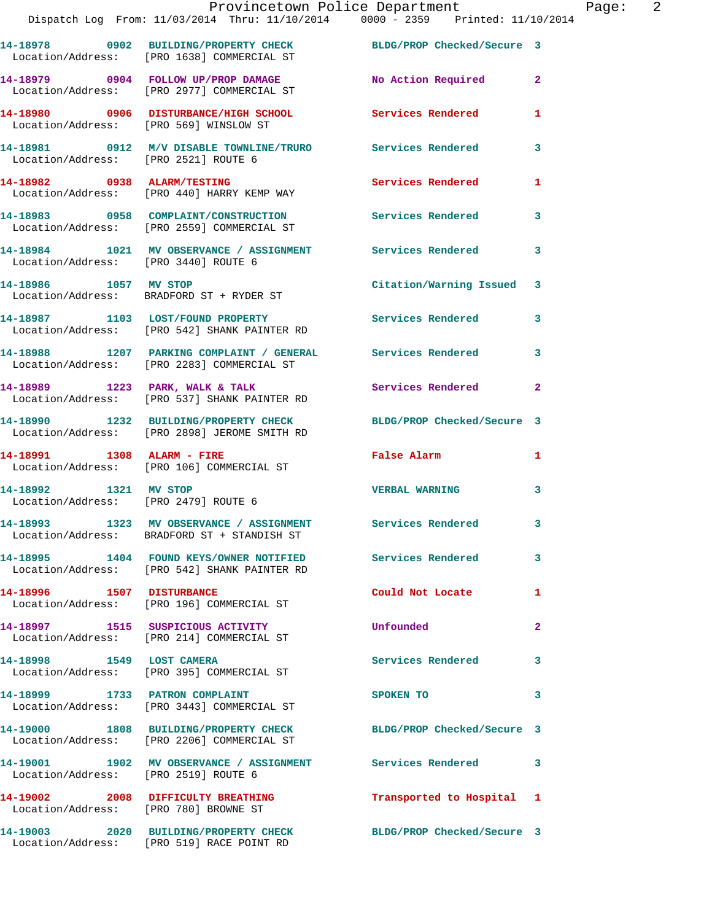14-18978 0902 BUILDING/PROPERTY CHECK BLDG/PROP Checked/Secure 3
Location/Address: [PRO 1638] COMMERCIAL ST

14-18979 0904 FOLLOW UP/PROP DAMAGE No Action Required 2
Location/Address: [PRO 2977] COMMERCIAL ST

14-18980 0906 DISTURBANCE/HIGH SCHOOL Services Rendered 1
Location/Address: [PRO 569] WINSLOW ST

14-18981 0912 M/V DISABLE TOWNLINE/TRURO Services Rendered 3
Location/Address: [PRO 2521] ROUTE 6

14-18982 0938 ALARM/TESTING Services Rendered 1
Location/Address: [PRO 440] HARRY KEMP WAY

14-18983 0958 COMPLAINT/CONSTRUCTION Services Rendered 3
Location/Address: [PRO 2559] COMMERCIAL ST

14-18984 1021 MV OBSERVANCE / ASSIGNMENT Services Rendered 3
Location/Address: [PRO 3440] ROUTE 6

14-18986 1057 MV STOP Citation/Warning Issued 3
Location/Address: BRADFORD ST + RYDER ST

14-18987 1103 LOST/FOUND PROPERTY Services Rendered 3
Location/Address: [PRO 542] SHANK PAINTER RD

14-18988 1207 PARKING COMPLAINT / GENERAL Services Rendered 3
Location/Address: [PRO 2283] COMMERCIAL ST

14-18989 1223 PARK, WALK & TALK Services Rendered 2
Location/Address: [PRO 537] SHANK PAINTER RD

14-18990 1232 BUILDING/PROPERTY CHECK BLDG/PROP Checked/Secure 3
Location/Address: [PRO 2898] JEROME SMITH RD

14-18991 1308 ALARM - FIRE False Alarm 1
Location/Address: [PRO 106] COMMERCIAL ST

14-18992 1321 MV STOP VERBAL WARNING 3
Location/Address: [PRO 2479] ROUTE 6

14-18993 1323 MV OBSERVANCE / ASSIGNMENT Services Rendered 3
Location/Address: BRADFORD ST + STANDISH ST

14-18995 1404 FOUND KEYS/OWNER NOTIFIED Services Rendered 3
Location/Address: [PRO 542] SHANK PAINTER RD

14-18996 1507 DISTURBANCE Could Not Locate 1
Location/Address: [PRO 196] COMMERCIAL ST

14-18997 1515 SUSPICIOUS ACTIVITY Unfounded 2
Location/Address: [PRO 214] COMMERCIAL ST

14-18998 1549 LOST CAMERA Services Rendered 3
Location/Address: [PRO 395] COMMERCIAL ST

14-18999 1733 PATRON COMPLAINT SPOKEN TO 3
Location/Address: [PRO 3443] COMMERCIAL ST

14-19000 1808 BUILDING/PROPERTY CHECK BLDG/PROP Checked/Secure 3
Location/Address: [PRO 2206] COMMERCIAL ST

14-19001 1902 MV OBSERVANCE / ASSIGNMENT Services Rendered 3
Location/Address: [PRO 2519] ROUTE 6

14-19002 2008 DIFFICULTY BREATHING Transported to Hospital 1
Location/Address: [PRO 780] BROWNE ST

14-19003 2020 BUILDING/PROPERTY CHECK BLDG/PROP Checked/Secure 3
Location/Address: [PRO 519] RACE POINT RD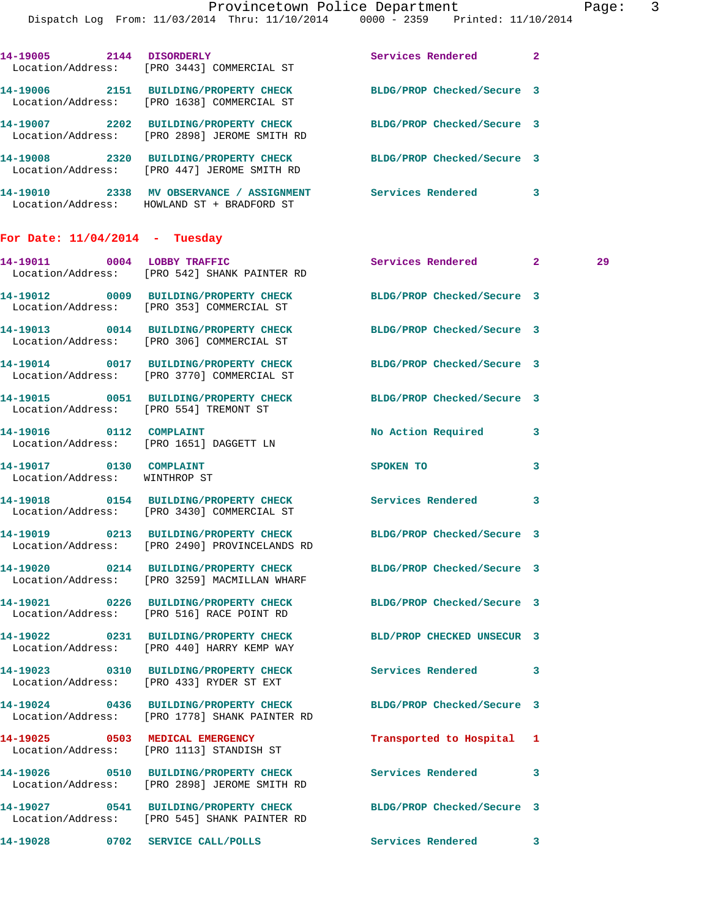14-19005 2144 DISORDERLY Services Rendered 2
Location/Address: [PRO 3443] COMMERCIAL ST

14-19006 2151 BUILDING/PROPERTY CHECK BLDG/PROP Checked/Secure 3
Location/Address: [PRO 1638] COMMERCIAL ST

14-19007 2202 BUILDING/PROPERTY CHECK BLDG/PROP Checked/Secure 3
Location/Address: [PRO 2898] JEROME SMITH RD

14-19008 2320 BUILDING/PROPERTY CHECK BLDG/PROP Checked/Secure 3
Location/Address: [PRO 447] JEROME SMITH RD

14-19010 2338 MV OBSERVANCE / ASSIGNMENT Services Rendered 3
Location/Address: HOWLAND ST + BRADFORD ST

## For Date: 11/04/2014 - Tuesday

14-19011 0004 LOBBY TRAFFIC Services Rendered 2 29
Location/Address: [PRO 542] SHANK PAINTER RD

14-19012 0009 BUILDING/PROPERTY CHECK BLDG/PROP Checked/Secure 3
Location/Address: [PRO 353] COMMERCIAL ST

14-19013 0014 BUILDING/PROPERTY CHECK BLDG/PROP Checked/Secure 3
Location/Address: [PRO 306] COMMERCIAL ST

14-19014 0017 BUILDING/PROPERTY CHECK BLDG/PROP Checked/Secure 3
Location/Address: [PRO 3770] COMMERCIAL ST

14-19015 0051 BUILDING/PROPERTY CHECK BLDG/PROP Checked/Secure 3
Location/Address: [PRO 554] TREMONT ST

14-19016 0112 COMPLAINT No Action Required 3
Location/Address: [PRO 1651] DAGGETT LN

14-19017 0130 COMPLAINT SPOKEN TO 3
Location/Address: WINTHROP ST

14-19018 0154 BUILDING/PROPERTY CHECK Services Rendered 3
Location/Address: [PRO 3430] COMMERCIAL ST

14-19019 0213 BUILDING/PROPERTY CHECK BLDG/PROP Checked/Secure 3
Location/Address: [PRO 2490] PROVINCELANDS RD

14-19020 0214 BUILDING/PROPERTY CHECK BLDG/PROP Checked/Secure 3
Location/Address: [PRO 3259] MACMILLAN WHARF

14-19021 0226 BUILDING/PROPERTY CHECK BLDG/PROP Checked/Secure 3
Location/Address: [PRO 516] RACE POINT RD

14-19022 0231 BUILDING/PROPERTY CHECK BLD/PROP CHECKED UNSECUR 3
Location/Address: [PRO 440] HARRY KEMP WAY

14-19023 0310 BUILDING/PROPERTY CHECK Services Rendered 3
Location/Address: [PRO 433] RYDER ST EXT

14-19024 0436 BUILDING/PROPERTY CHECK BLDG/PROP Checked/Secure 3
Location/Address: [PRO 1778] SHANK PAINTER RD

14-19025 0503 MEDICAL EMERGENCY Transported to Hospital 1
Location/Address: [PRO 1113] STANDISH ST

14-19026 0510 BUILDING/PROPERTY CHECK Services Rendered 3
Location/Address: [PRO 2898] JEROME SMITH RD

14-19027 0541 BUILDING/PROPERTY CHECK BLDG/PROP Checked/Secure 3
Location/Address: [PRO 545] SHANK PAINTER RD

14-19028 0702 SERVICE CALL/POLLS Services Rendered 3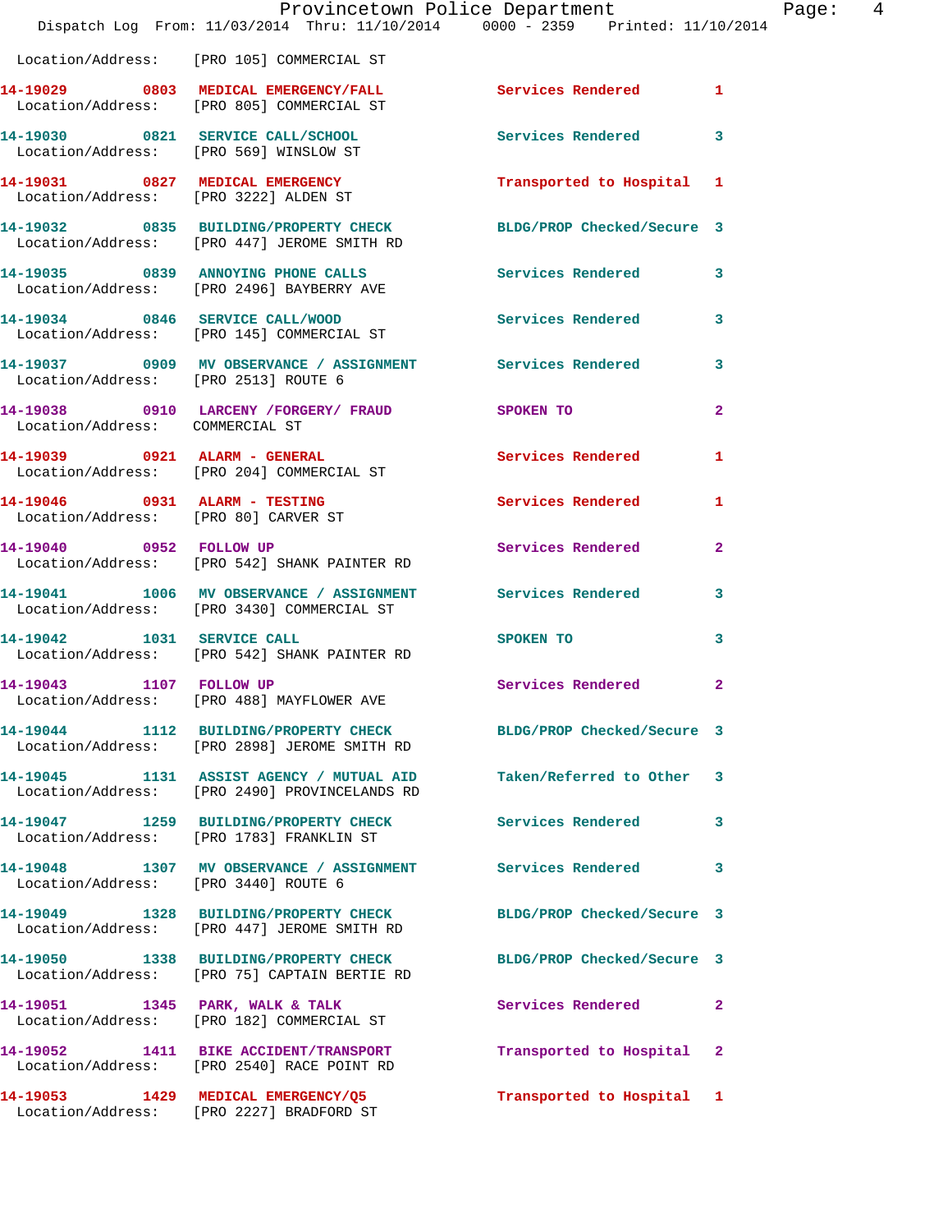Location/Address: [PRO 105] COMMERCIAL ST

| Call # | Time | Call Type | Disposition | Priority |
|---|---|---|---|---|
| 14-19029 | 0803 | MEDICAL EMERGENCY/FALL | Services Rendered | 1 |
| | | Location/Address: [PRO 805] COMMERCIAL ST | | |
| 14-19030 | 0821 | SERVICE CALL/SCHOOL | Services Rendered | 3 |
| | | Location/Address: [PRO 569] WINSLOW ST | | |
| 14-19031 | 0827 | MEDICAL EMERGENCY | Transported to Hospital | 1 |
| | | Location/Address: [PRO 3222] ALDEN ST | | |
| 14-19032 | 0835 | BUILDING/PROPERTY CHECK | BLDG/PROP Checked/Secure | 3 |
| | | Location/Address: [PRO 447] JEROME SMITH RD | | |
| 14-19035 | 0839 | ANNOYING PHONE CALLS | Services Rendered | 3 |
| | | Location/Address: [PRO 2496] BAYBERRY AVE | | |
| 14-19034 | 0846 | SERVICE CALL/WOOD | Services Rendered | 3 |
| | | Location/Address: [PRO 145] COMMERCIAL ST | | |
| 14-19037 | 0909 | MV OBSERVANCE / ASSIGNMENT | Services Rendered | 3 |
| | | Location/Address: [PRO 2513] ROUTE 6 | | |
| 14-19038 | 0910 | LARCENY /FORGERY/ FRAUD | SPOKEN TO | 2 |
| | | Location/Address: COMMERCIAL ST | | |
| 14-19039 | 0921 | ALARM - GENERAL | Services Rendered | 1 |
| | | Location/Address: [PRO 204] COMMERCIAL ST | | |
| 14-19046 | 0931 | ALARM - TESTING | Services Rendered | 1 |
| | | Location/Address: [PRO 80] CARVER ST | | |
| 14-19040 | 0952 | FOLLOW UP | Services Rendered | 2 |
| | | Location/Address: [PRO 542] SHANK PAINTER RD | | |
| 14-19041 | 1006 | MV OBSERVANCE / ASSIGNMENT | Services Rendered | 3 |
| | | Location/Address: [PRO 3430] COMMERCIAL ST | | |
| 14-19042 | 1031 | SERVICE CALL | SPOKEN TO | 3 |
| | | Location/Address: [PRO 542] SHANK PAINTER RD | | |
| 14-19043 | 1107 | FOLLOW UP | Services Rendered | 2 |
| | | Location/Address: [PRO 488] MAYFLOWER AVE | | |
| 14-19044 | 1112 | BUILDING/PROPERTY CHECK | BLDG/PROP Checked/Secure | 3 |
| | | Location/Address: [PRO 2898] JEROME SMITH RD | | |
| 14-19045 | 1131 | ASSIST AGENCY / MUTUAL AID | Taken/Referred to Other | 3 |
| | | Location/Address: [PRO 2490] PROVINCELANDS RD | | |
| 14-19047 | 1259 | BUILDING/PROPERTY CHECK | Services Rendered | 3 |
| | | Location/Address: [PRO 1783] FRANKLIN ST | | |
| 14-19048 | 1307 | MV OBSERVANCE / ASSIGNMENT | Services Rendered | 3 |
| | | Location/Address: [PRO 3440] ROUTE 6 | | |
| 14-19049 | 1328 | BUILDING/PROPERTY CHECK | BLDG/PROP Checked/Secure | 3 |
| | | Location/Address: [PRO 447] JEROME SMITH RD | | |
| 14-19050 | 1338 | BUILDING/PROPERTY CHECK | BLDG/PROP Checked/Secure | 3 |
| | | Location/Address: [PRO 75] CAPTAIN BERTIE RD | | |
| 14-19051 | 1345 | PARK, WALK & TALK | Services Rendered | 2 |
| | | Location/Address: [PRO 182] COMMERCIAL ST | | |
| 14-19052 | 1411 | BIKE ACCIDENT/TRANSPORT | Transported to Hospital | 2 |
| | | Location/Address: [PRO 2540] RACE POINT RD | | |
| 14-19053 | 1429 | MEDICAL EMERGENCY/Q5 | Transported to Hospital | 1 |
| | | Location/Address: [PRO 2227] BRADFORD ST | | |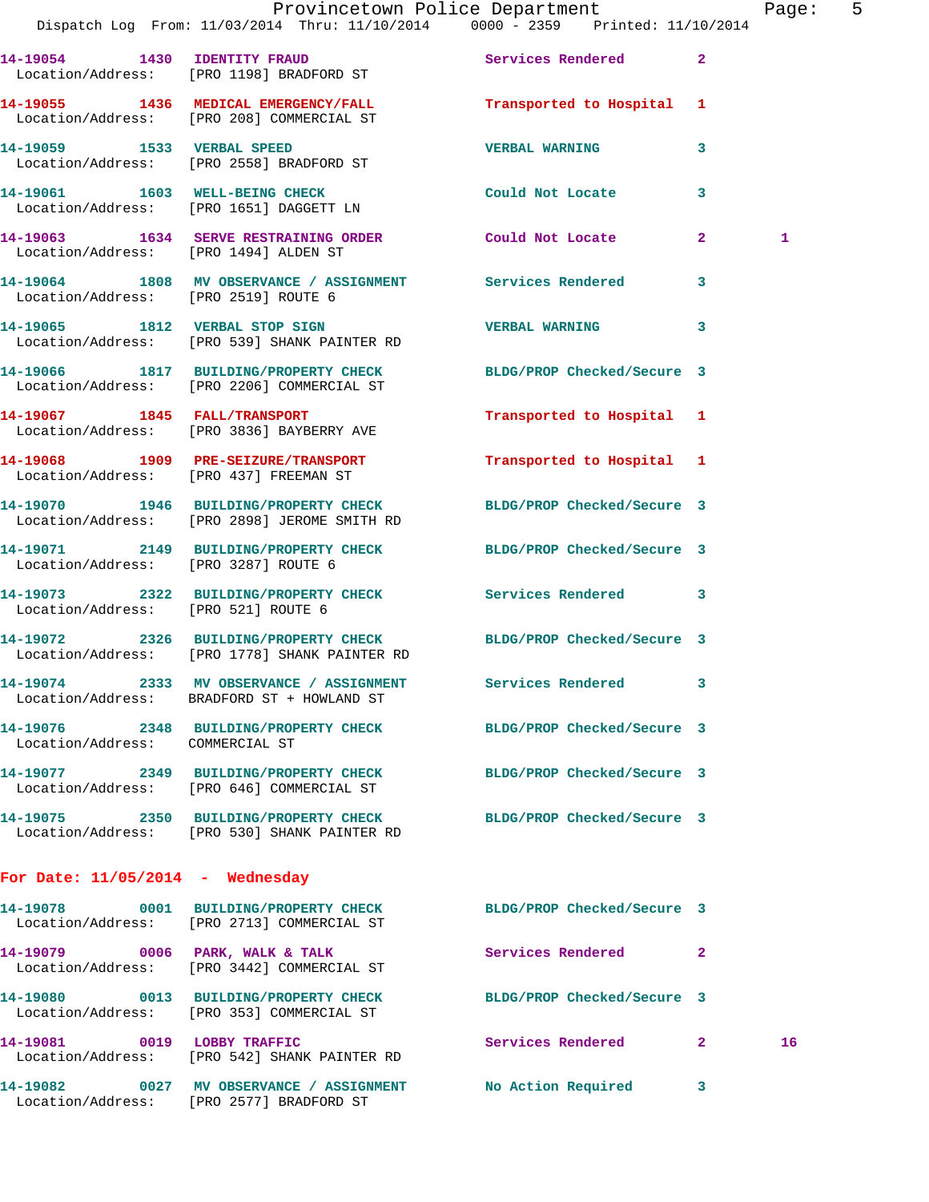14-19054 1430 IDENTITY FRAUD Services Rendered 2
 Location/Address: [PRO 1198] BRADFORD ST

14-19055 1436 MEDICAL EMERGENCY/FALL Transported to Hospital 1
 Location/Address: [PRO 208] COMMERCIAL ST

14-19059 1533 VERBAL SPEED VERBAL WARNING 3
 Location/Address: [PRO 2558] BRADFORD ST

14-19061 1603 WELL-BEING CHECK Could Not Locate 3
 Location/Address: [PRO 1651] DAGGETT LN

14-19063 1634 SERVE RESTRAINING ORDER Could Not Locate 2 1
 Location/Address: [PRO 1494] ALDEN ST

14-19064 1808 MV OBSERVANCE / ASSIGNMENT Services Rendered 3
 Location/Address: [PRO 2519] ROUTE 6

14-19065 1812 VERBAL STOP SIGN VERBAL WARNING 3
 Location/Address: [PRO 539] SHANK PAINTER RD

14-19066 1817 BUILDING/PROPERTY CHECK BLDG/PROP Checked/Secure 3
 Location/Address: [PRO 2206] COMMERCIAL ST

14-19067 1845 FALL/TRANSPORT Transported to Hospital 1
 Location/Address: [PRO 3836] BAYBERRY AVE

14-19068 1909 PRE-SEIZURE/TRANSPORT Transported to Hospital 1
 Location/Address: [PRO 437] FREEMAN ST

14-19070 1946 BUILDING/PROPERTY CHECK BLDG/PROP Checked/Secure 3
 Location/Address: [PRO 2898] JEROME SMITH RD

14-19071 2149 BUILDING/PROPERTY CHECK BLDG/PROP Checked/Secure 3
 Location/Address: [PRO 3287] ROUTE 6

14-19073 2322 BUILDING/PROPERTY CHECK Services Rendered 3
 Location/Address: [PRO 521] ROUTE 6

14-19072 2326 BUILDING/PROPERTY CHECK BLDG/PROP Checked/Secure 3
 Location/Address: [PRO 1778] SHANK PAINTER RD

14-19074 2333 MV OBSERVANCE / ASSIGNMENT Services Rendered 3
 Location/Address: BRADFORD ST + HOWLAND ST

14-19076 2348 BUILDING/PROPERTY CHECK BLDG/PROP Checked/Secure 3
 Location/Address: COMMERCIAL ST

14-19077 2349 BUILDING/PROPERTY CHECK BLDG/PROP Checked/Secure 3
 Location/Address: [PRO 646] COMMERCIAL ST

14-19075 2350 BUILDING/PROPERTY CHECK BLDG/PROP Checked/Secure 3
 Location/Address: [PRO 530] SHANK PAINTER RD

## For Date: 11/05/2014 - Wednesday

14-19078 0001 BUILDING/PROPERTY CHECK BLDG/PROP Checked/Secure 3
 Location/Address: [PRO 2713] COMMERCIAL ST

14-19079 0006 PARK, WALK & TALK Services Rendered 2
 Location/Address: [PRO 3442] COMMERCIAL ST

14-19080 0013 BUILDING/PROPERTY CHECK BLDG/PROP Checked/Secure 3
 Location/Address: [PRO 353] COMMERCIAL ST

14-19081 0019 LOBBY TRAFFIC Services Rendered 2 16
 Location/Address: [PRO 542] SHANK PAINTER RD

14-19082 0027 MV OBSERVANCE / ASSIGNMENT No Action Required 3
 Location/Address: [PRO 2577] BRADFORD ST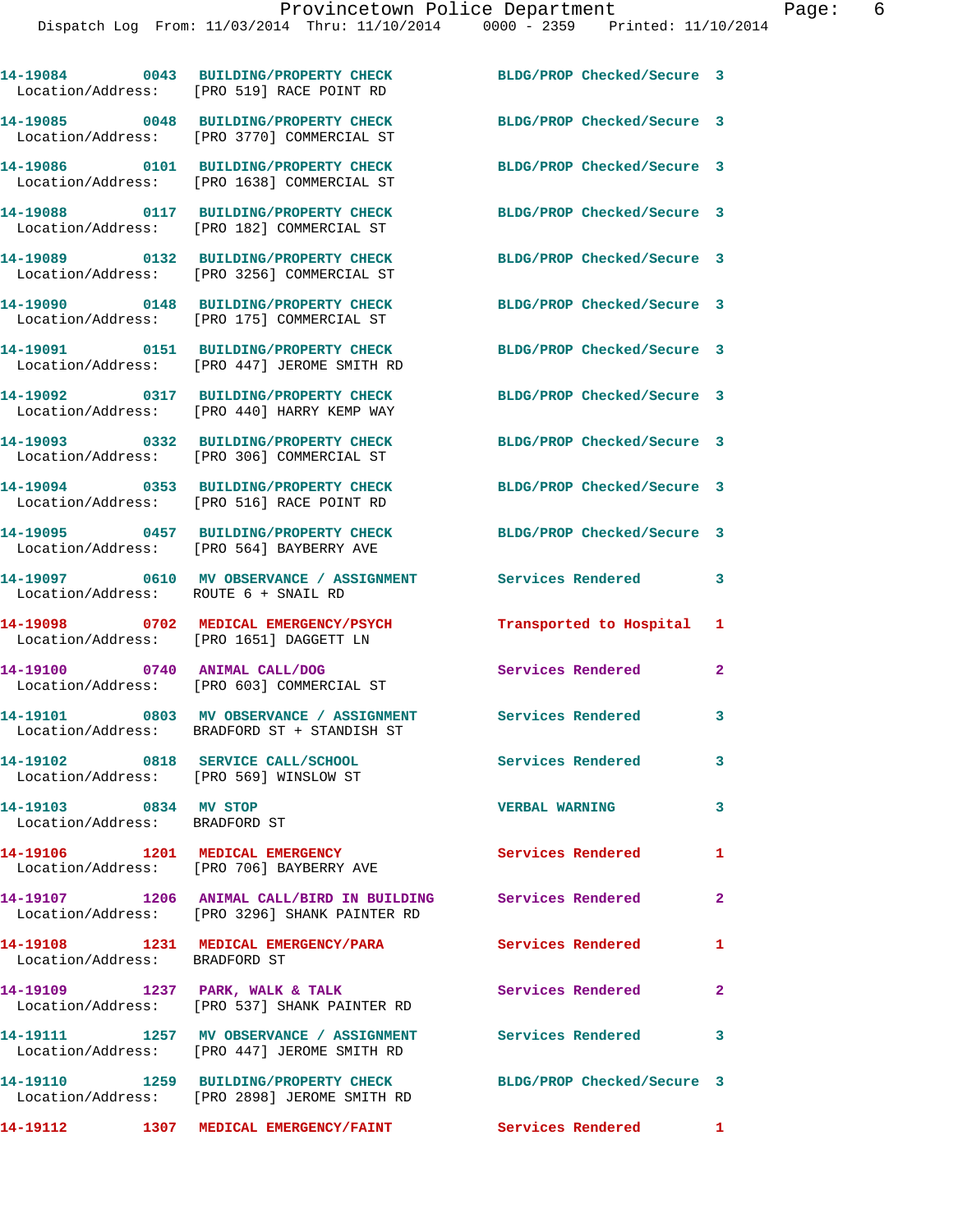Dispatch Log From: 11/03/2014 Thru: 11/10/2014 0000 - 2359 Printed: 11/10/2014

| Call Number | Time | Call Reason | Action | Priority |
|---|---|---|---|---|
| 14-19084 | 0043 | BUILDING/PROPERTY CHECK | BLDG/PROP Checked/Secure | 3 |
| | | Location/Address: [PRO 519] RACE POINT RD | | |
| 14-19085 | 0048 | BUILDING/PROPERTY CHECK | BLDG/PROP Checked/Secure | 3 |
| | | Location/Address: [PRO 3770] COMMERCIAL ST | | |
| 14-19086 | 0101 | BUILDING/PROPERTY CHECK | BLDG/PROP Checked/Secure | 3 |
| | | Location/Address: [PRO 1638] COMMERCIAL ST | | |
| 14-19088 | 0117 | BUILDING/PROPERTY CHECK | BLDG/PROP Checked/Secure | 3 |
| | | Location/Address: [PRO 182] COMMERCIAL ST | | |
| 14-19089 | 0132 | BUILDING/PROPERTY CHECK | BLDG/PROP Checked/Secure | 3 |
| | | Location/Address: [PRO 3256] COMMERCIAL ST | | |
| 14-19090 | 0148 | BUILDING/PROPERTY CHECK | BLDG/PROP Checked/Secure | 3 |
| | | Location/Address: [PRO 175] COMMERCIAL ST | | |
| 14-19091 | 0151 | BUILDING/PROPERTY CHECK | BLDG/PROP Checked/Secure | 3 |
| | | Location/Address: [PRO 447] JEROME SMITH RD | | |
| 14-19092 | 0317 | BUILDING/PROPERTY CHECK | BLDG/PROP Checked/Secure | 3 |
| | | Location/Address: [PRO 440] HARRY KEMP WAY | | |
| 14-19093 | 0332 | BUILDING/PROPERTY CHECK | BLDG/PROP Checked/Secure | 3 |
| | | Location/Address: [PRO 306] COMMERCIAL ST | | |
| 14-19094 | 0353 | BUILDING/PROPERTY CHECK | BLDG/PROP Checked/Secure | 3 |
| | | Location/Address: [PRO 516] RACE POINT RD | | |
| 14-19095 | 0457 | BUILDING/PROPERTY CHECK | BLDG/PROP Checked/Secure | 3 |
| | | Location/Address: [PRO 564] BAYBERRY AVE | | |
| 14-19097 | 0610 | MV OBSERVANCE / ASSIGNMENT | Services Rendered | 3 |
| | | Location/Address: ROUTE 6 + SNAIL RD | | |
| 14-19098 | 0702 | MEDICAL EMERGENCY/PSYCH | Transported to Hospital | 1 |
| | | Location/Address: [PRO 1651] DAGGETT LN | | |
| 14-19100 | 0740 | ANIMAL CALL/DOG | Services Rendered | 2 |
| | | Location/Address: [PRO 603] COMMERCIAL ST | | |
| 14-19101 | 0803 | MV OBSERVANCE / ASSIGNMENT | Services Rendered | 3 |
| | | Location/Address: BRADFORD ST + STANDISH ST | | |
| 14-19102 | 0818 | SERVICE CALL/SCHOOL | Services Rendered | 3 |
| | | Location/Address: [PRO 569] WINSLOW ST | | |
| 14-19103 | 0834 | MV STOP | VERBAL WARNING | 3 |
| | | Location/Address: BRADFORD ST | | |
| 14-19106 | 1201 | MEDICAL EMERGENCY | Services Rendered | 1 |
| | | Location/Address: [PRO 706] BAYBERRY AVE | | |
| 14-19107 | 1206 | ANIMAL CALL/BIRD IN BUILDING | Services Rendered | 2 |
| | | Location/Address: [PRO 3296] SHANK PAINTER RD | | |
| 14-19108 | 1231 | MEDICAL EMERGENCY/PARA | Services Rendered | 1 |
| | | Location/Address: BRADFORD ST | | |
| 14-19109 | 1237 | PARK, WALK & TALK | Services Rendered | 2 |
| | | Location/Address: [PRO 537] SHANK PAINTER RD | | |
| 14-19111 | 1257 | MV OBSERVANCE / ASSIGNMENT | Services Rendered | 3 |
| | | Location/Address: [PRO 447] JEROME SMITH RD | | |
| 14-19110 | 1259 | BUILDING/PROPERTY CHECK | BLDG/PROP Checked/Secure | 3 |
| | | Location/Address: [PRO 2898] JEROME SMITH RD | | |
| 14-19112 | 1307 | MEDICAL EMERGENCY/FAINT | Services Rendered | 1 |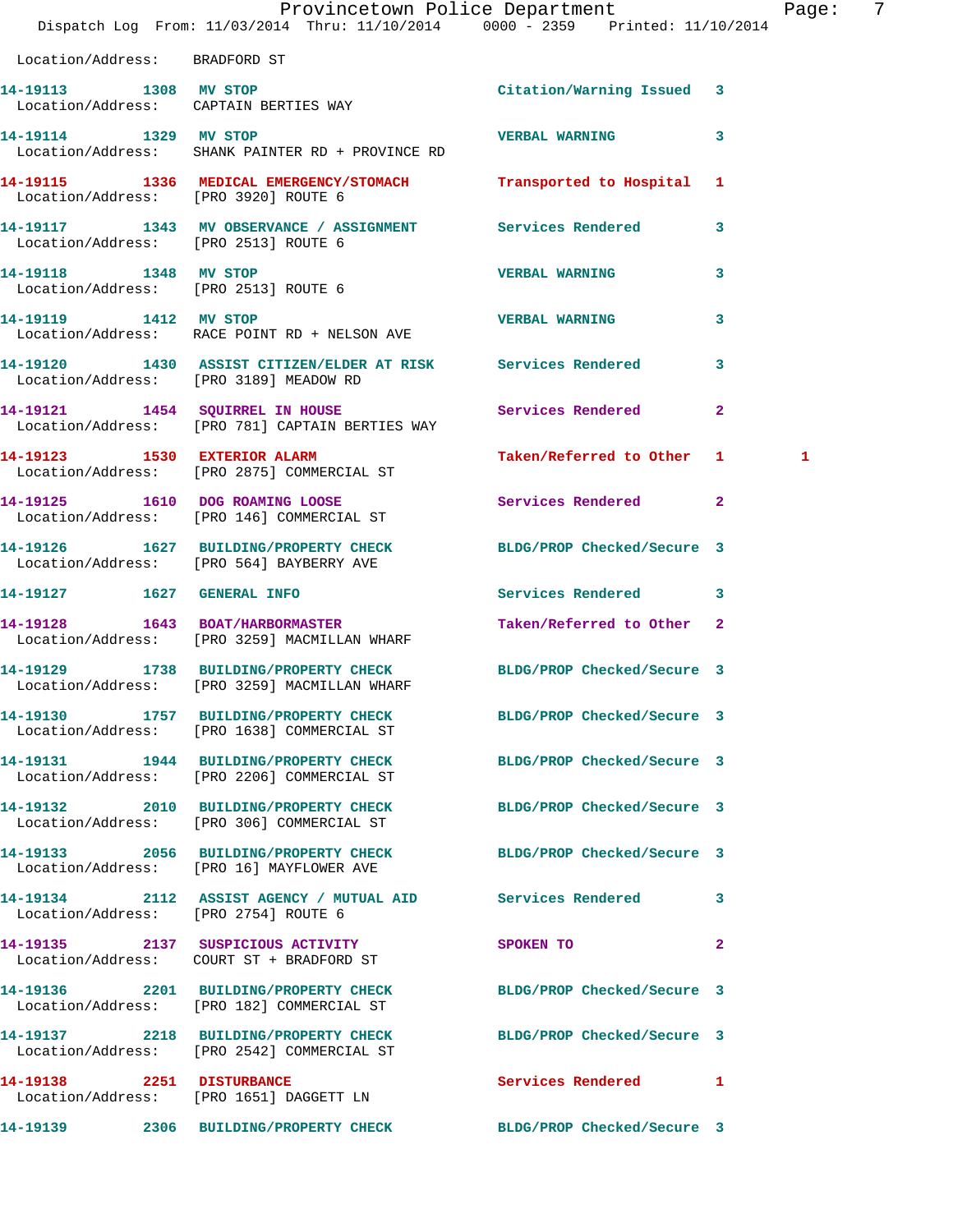Location/Address: BRADFORD ST

| Call # | Time | Call Reason | Action | Priority | |
|---|---|---|---|---|---|
| 14-19113 | 1308 | MV STOP | Citation/Warning Issued | 3 | |
| Location/Address: | | CAPTAIN BERTIES WAY | | | |
| 14-19114 | 1329 | MV STOP | VERBAL WARNING | 3 | |
| Location/Address: | | SHANK PAINTER RD + PROVINCE RD | | | |
| 14-19115 | 1336 | MEDICAL EMERGENCY/STOMACH | Transported to Hospital | 1 | |
| Location/Address: | | [PRO 3920] ROUTE 6 | | | |
| 14-19117 | 1343 | MV OBSERVANCE / ASSIGNMENT | Services Rendered | 3 | |
| Location/Address: | | [PRO 2513] ROUTE 6 | | | |
| 14-19118 | 1348 | MV STOP | VERBAL WARNING | 3 | |
| Location/Address: | | [PRO 2513] ROUTE 6 | | | |
| 14-19119 | 1412 | MV STOP | VERBAL WARNING | 3 | |
| Location/Address: | | RACE POINT RD + NELSON AVE | | | |
| 14-19120 | 1430 | ASSIST CITIZEN/ELDER AT RISK | Services Rendered | 3 | |
| Location/Address: | | [PRO 3189] MEADOW RD | | | |
| 14-19121 | 1454 | SQUIRREL IN HOUSE | Services Rendered | 2 | |
| Location/Address: | | [PRO 781] CAPTAIN BERTIES WAY | | | |
| 14-19123 | 1530 | EXTERIOR ALARM | Taken/Referred to Other | 1 | 1 |
| Location/Address: | | [PRO 2875] COMMERCIAL ST | | | |
| 14-19125 | 1610 | DOG ROAMING LOOSE | Services Rendered | 2 | |
| Location/Address: | | [PRO 146] COMMERCIAL ST | | | |
| 14-19126 | 1627 | BUILDING/PROPERTY CHECK | BLDG/PROP Checked/Secure | 3 | |
| Location/Address: | | [PRO 564] BAYBERRY AVE | | | |
| 14-19127 | 1627 | GENERAL INFO | Services Rendered | 3 | |
| 14-19128 | 1643 | BOAT/HARBORMASTER | Taken/Referred to Other | 2 | |
| Location/Address: | | [PRO 3259] MACMILLAN WHARF | | | |
| 14-19129 | 1738 | BUILDING/PROPERTY CHECK | BLDG/PROP Checked/Secure | 3 | |
| Location/Address: | | [PRO 3259] MACMILLAN WHARF | | | |
| 14-19130 | 1757 | BUILDING/PROPERTY CHECK | BLDG/PROP Checked/Secure | 3 | |
| Location/Address: | | [PRO 1638] COMMERCIAL ST | | | |
| 14-19131 | 1944 | BUILDING/PROPERTY CHECK | BLDG/PROP Checked/Secure | 3 | |
| Location/Address: | | [PRO 2206] COMMERCIAL ST | | | |
| 14-19132 | 2010 | BUILDING/PROPERTY CHECK | BLDG/PROP Checked/Secure | 3 | |
| Location/Address: | | [PRO 306] COMMERCIAL ST | | | |
| 14-19133 | 2056 | BUILDING/PROPERTY CHECK | BLDG/PROP Checked/Secure | 3 | |
| Location/Address: | | [PRO 16] MAYFLOWER AVE | | | |
| 14-19134 | 2112 | ASSIST AGENCY / MUTUAL AID | Services Rendered | 3 | |
| Location/Address: | | [PRO 2754] ROUTE 6 | | | |
| 14-19135 | 2137 | SUSPICIOUS ACTIVITY | SPOKEN TO | 2 | |
| Location/Address: | | COURT ST + BRADFORD ST | | | |
| 14-19136 | 2201 | BUILDING/PROPERTY CHECK | BLDG/PROP Checked/Secure | 3 | |
| Location/Address: | | [PRO 182] COMMERCIAL ST | | | |
| 14-19137 | 2218 | BUILDING/PROPERTY CHECK | BLDG/PROP Checked/Secure | 3 | |
| Location/Address: | | [PRO 2542] COMMERCIAL ST | | | |
| 14-19138 | 2251 | DISTURBANCE | Services Rendered | 1 | |
| Location/Address: | | [PRO 1651] DAGGETT LN | | | |
| 14-19139 | 2306 | BUILDING/PROPERTY CHECK | BLDG/PROP Checked/Secure | 3 | |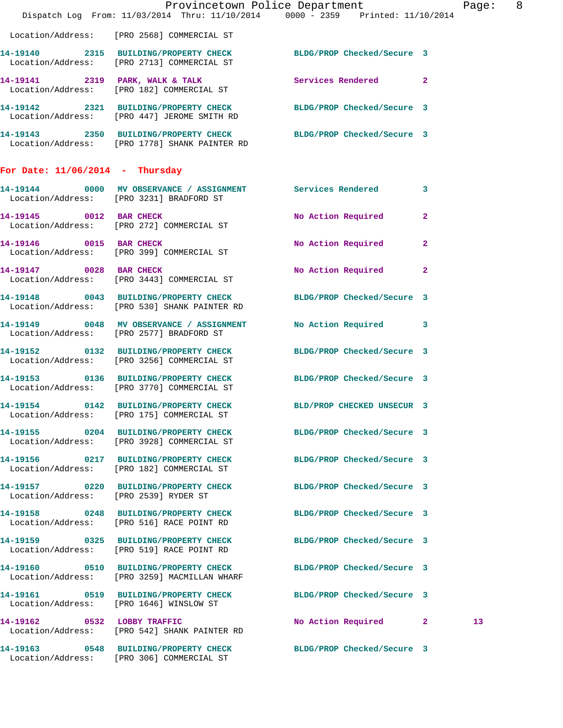Location/Address: [PRO 2568] COMMERCIAL ST

14-19140 2315 BUILDING/PROPERTY CHECK BLDG/PROP Checked/Secure 3
Location/Address: [PRO 2713] COMMERCIAL ST

14-19141 2319 PARK, WALK & TALK Services Rendered 2
Location/Address: [PRO 182] COMMERCIAL ST

14-19142 2321 BUILDING/PROPERTY CHECK BLDG/PROP Checked/Secure 3
Location/Address: [PRO 447] JEROME SMITH RD

14-19143 2350 BUILDING/PROPERTY CHECK BLDG/PROP Checked/Secure 3
Location/Address: [PRO 1778] SHANK PAINTER RD

**For Date: 11/06/2014 - Thursday**

14-19144 0000 MV OBSERVANCE / ASSIGNMENT Services Rendered 3
Location/Address: [PRO 3231] BRADFORD ST

14-19145 0012 BAR CHECK No Action Required 2
Location/Address: [PRO 272] COMMERCIAL ST

14-19146 0015 BAR CHECK No Action Required 2
Location/Address: [PRO 399] COMMERCIAL ST

14-19147 0028 BAR CHECK No Action Required 2
Location/Address: [PRO 3443] COMMERCIAL ST

14-19148 0043 BUILDING/PROPERTY CHECK BLDG/PROP Checked/Secure 3
Location/Address: [PRO 530] SHANK PAINTER RD

14-19149 0048 MV OBSERVANCE / ASSIGNMENT No Action Required 3
Location/Address: [PRO 2577] BRADFORD ST

14-19152 0132 BUILDING/PROPERTY CHECK BLDG/PROP Checked/Secure 3
Location/Address: [PRO 3256] COMMERCIAL ST

14-19153 0136 BUILDING/PROPERTY CHECK BLDG/PROP Checked/Secure 3
Location/Address: [PRO 3770] COMMERCIAL ST

14-19154 0142 BUILDING/PROPERTY CHECK BLD/PROP CHECKED UNSECUR 3
Location/Address: [PRO 175] COMMERCIAL ST

14-19155 0204 BUILDING/PROPERTY CHECK BLDG/PROP Checked/Secure 3
Location/Address: [PRO 3928] COMMERCIAL ST

14-19156 0217 BUILDING/PROPERTY CHECK BLDG/PROP Checked/Secure 3
Location/Address: [PRO 182] COMMERCIAL ST

14-19157 0220 BUILDING/PROPERTY CHECK BLDG/PROP Checked/Secure 3
Location/Address: [PRO 2539] RYDER ST

14-19158 0248 BUILDING/PROPERTY CHECK BLDG/PROP Checked/Secure 3
Location/Address: [PRO 516] RACE POINT RD

14-19159 0325 BUILDING/PROPERTY CHECK BLDG/PROP Checked/Secure 3
Location/Address: [PRO 519] RACE POINT RD

14-19160 0510 BUILDING/PROPERTY CHECK BLDG/PROP Checked/Secure 3
Location/Address: [PRO 3259] MACMILLAN WHARF

14-19161 0519 BUILDING/PROPERTY CHECK BLDG/PROP Checked/Secure 3
Location/Address: [PRO 1646] WINSLOW ST

14-19162 0532 LOBBY TRAFFIC No Action Required 2 13
Location/Address: [PRO 542] SHANK PAINTER RD

14-19163 0548 BUILDING/PROPERTY CHECK BLDG/PROP Checked/Secure 3
Location/Address: [PRO 306] COMMERCIAL ST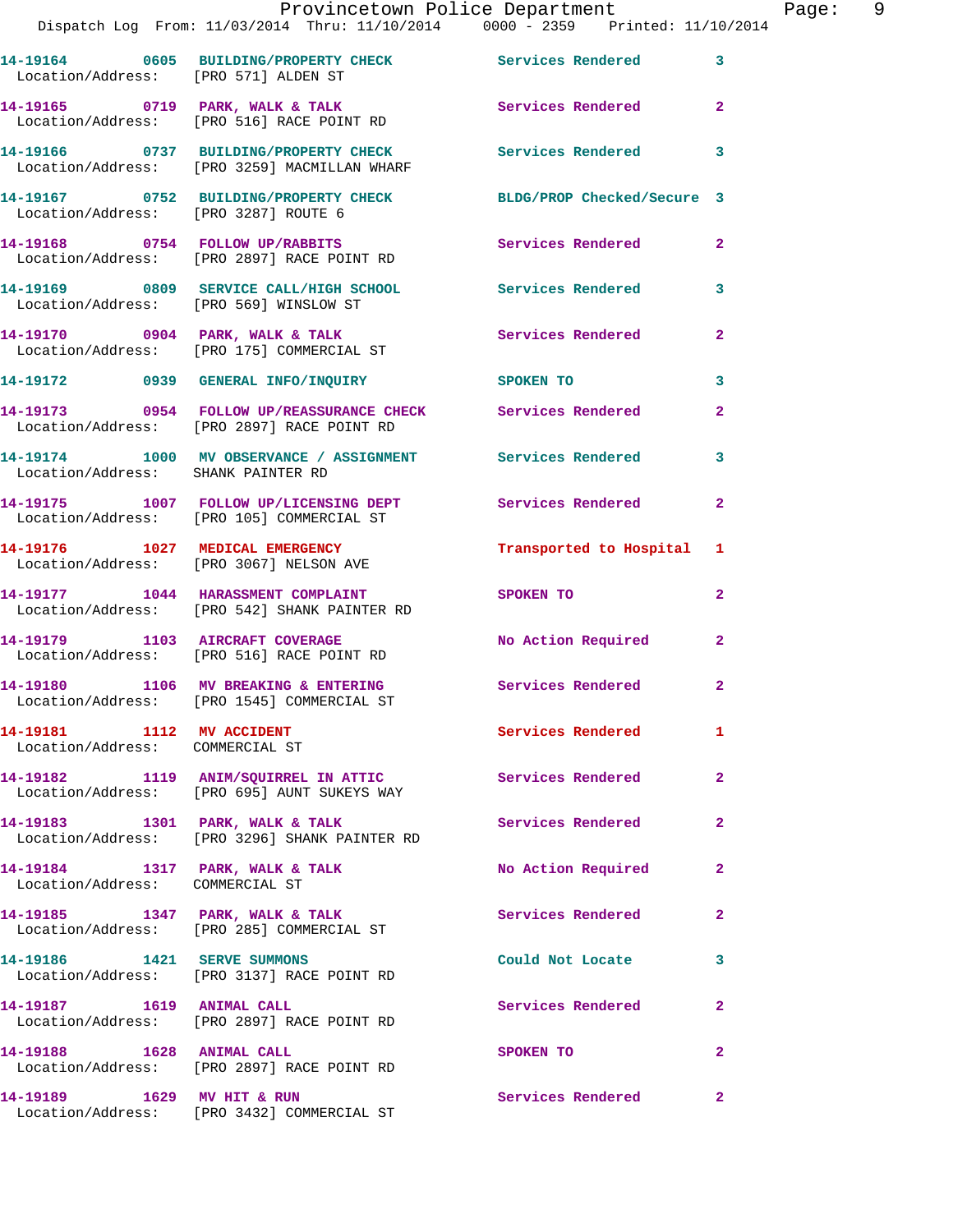| Call # | Time | Call Type | Disposition | Priority |
|---|---|---|---|---|
| 14-19164 | 0605 | BUILDING/PROPERTY CHECK | Services Rendered | 3 |
| Location/Address: | | [PRO 571] ALDEN ST | | |
| 14-19165 | 0719 | PARK, WALK & TALK | Services Rendered | 2 |
| Location/Address: | | [PRO 516] RACE POINT RD | | |
| 14-19166 | 0737 | BUILDING/PROPERTY CHECK | Services Rendered | 3 |
| Location/Address: | | [PRO 3259] MACMILLAN WHARF | | |
| 14-19167 | 0752 | BUILDING/PROPERTY CHECK | BLDG/PROP Checked/Secure | 3 |
| Location/Address: | | [PRO 3287] ROUTE 6 | | |
| 14-19168 | 0754 | FOLLOW UP/RABBITS | Services Rendered | 2 |
| Location/Address: | | [PRO 2897] RACE POINT RD | | |
| 14-19169 | 0809 | SERVICE CALL/HIGH SCHOOL | Services Rendered | 3 |
| Location/Address: | | [PRO 569] WINSLOW ST | | |
| 14-19170 | 0904 | PARK, WALK & TALK | Services Rendered | 2 |
| Location/Address: | | [PRO 175] COMMERCIAL ST | | |
| 14-19172 | 0939 | GENERAL INFO/INQUIRY | SPOKEN TO | 3 |
| 14-19173 | 0954 | FOLLOW UP/REASSURANCE CHECK | Services Rendered | 2 |
| Location/Address: | | [PRO 2897] RACE POINT RD | | |
| 14-19174 | 1000 | MV OBSERVANCE / ASSIGNMENT | Services Rendered | 3 |
| Location/Address: | | SHANK PAINTER RD | | |
| 14-19175 | 1007 | FOLLOW UP/LICENSING DEPT | Services Rendered | 2 |
| Location/Address: | | [PRO 105] COMMERCIAL ST | | |
| 14-19176 | 1027 | MEDICAL EMERGENCY | Transported to Hospital | 1 |
| Location/Address: | | [PRO 3067] NELSON AVE | | |
| 14-19177 | 1044 | HARASSMENT COMPLAINT | SPOKEN TO | 2 |
| Location/Address: | | [PRO 542] SHANK PAINTER RD | | |
| 14-19179 | 1103 | AIRCRAFT COVERAGE | No Action Required | 2 |
| Location/Address: | | [PRO 516] RACE POINT RD | | |
| 14-19180 | 1106 | MV BREAKING & ENTERING | Services Rendered | 2 |
| Location/Address: | | [PRO 1545] COMMERCIAL ST | | |
| 14-19181 | 1112 | MV ACCIDENT | Services Rendered | 1 |
| Location/Address: | | COMMERCIAL ST | | |
| 14-19182 | 1119 | ANIM/SQUIRREL IN ATTIC | Services Rendered | 2 |
| Location/Address: | | [PRO 695] AUNT SUKEYS WAY | | |
| 14-19183 | 1301 | PARK, WALK & TALK | Services Rendered | 2 |
| Location/Address: | | [PRO 3296] SHANK PAINTER RD | | |
| 14-19184 | 1317 | PARK, WALK & TALK | No Action Required | 2 |
| Location/Address: | | COMMERCIAL ST | | |
| 14-19185 | 1347 | PARK, WALK & TALK | Services Rendered | 2 |
| Location/Address: | | [PRO 285] COMMERCIAL ST | | |
| 14-19186 | 1421 | SERVE SUMMONS | Could Not Locate | 3 |
| Location/Address: | | [PRO 3137] RACE POINT RD | | |
| 14-19187 | 1619 | ANIMAL CALL | Services Rendered | 2 |
| Location/Address: | | [PRO 2897] RACE POINT RD | | |
| 14-19188 | 1628 | ANIMAL CALL | SPOKEN TO | 2 |
| Location/Address: | | [PRO 2897] RACE POINT RD | | |
| 14-19189 | 1629 | MV HIT & RUN | Services Rendered | 2 |
| Location/Address: | | [PRO 3432] COMMERCIAL ST | | |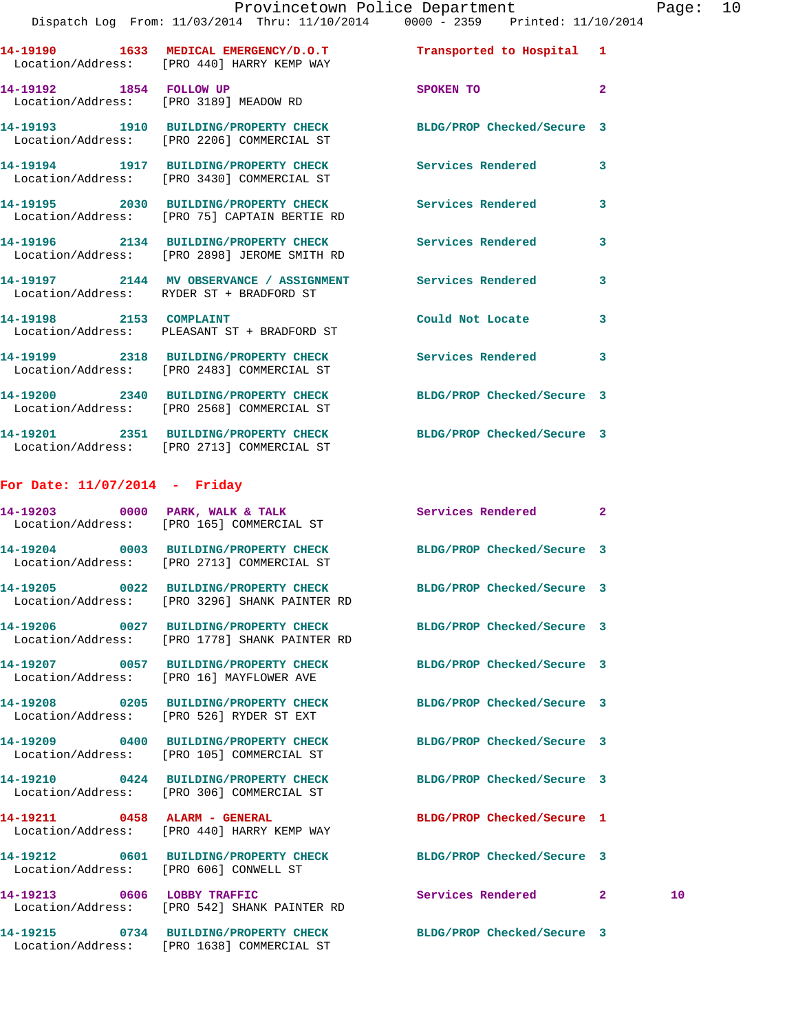**14-19190 1633 MEDICAL EMERGENCY/D.O.T** Transported to Hospital 1
Location/Address: [PRO 440] HARRY KEMP WAY

**14-19192 1854 FOLLOW UP** SPOKEN TO 2
Location/Address: [PRO 3189] MEADOW RD

**14-19193 1910 BUILDING/PROPERTY CHECK** BLDG/PROP Checked/Secure 3
Location/Address: [PRO 2206] COMMERCIAL ST

**14-19194 1917 BUILDING/PROPERTY CHECK** Services Rendered 3
Location/Address: [PRO 3430] COMMERCIAL ST

**14-19195 2030 BUILDING/PROPERTY CHECK** Services Rendered 3
Location/Address: [PRO 75] CAPTAIN BERTIE RD

**14-19196 2134 BUILDING/PROPERTY CHECK** Services Rendered 3
Location/Address: [PRO 2898] JEROME SMITH RD

**14-19197 2144 MV OBSERVANCE / ASSIGNMENT** Services Rendered 3
Location/Address: RYDER ST + BRADFORD ST

**14-19198 2153 COMPLAINT** Could Not Locate 3
Location/Address: PLEASANT ST + BRADFORD ST

**14-19199 2318 BUILDING/PROPERTY CHECK** Services Rendered 3
Location/Address: [PRO 2483] COMMERCIAL ST

**14-19200 2340 BUILDING/PROPERTY CHECK** BLDG/PROP Checked/Secure 3
Location/Address: [PRO 2568] COMMERCIAL ST

**14-19201 2351 BUILDING/PROPERTY CHECK** BLDG/PROP Checked/Secure 3
Location/Address: [PRO 2713] COMMERCIAL ST

## For Date: 11/07/2014 - Friday

**14-19203 0000 PARK, WALK & TALK** Services Rendered 2
Location/Address: [PRO 165] COMMERCIAL ST

**14-19204 0003 BUILDING/PROPERTY CHECK** BLDG/PROP Checked/Secure 3
Location/Address: [PRO 2713] COMMERCIAL ST

**14-19205 0022 BUILDING/PROPERTY CHECK** BLDG/PROP Checked/Secure 3
Location/Address: [PRO 3296] SHANK PAINTER RD

**14-19206 0027 BUILDING/PROPERTY CHECK** BLDG/PROP Checked/Secure 3
Location/Address: [PRO 1778] SHANK PAINTER RD

**14-19207 0057 BUILDING/PROPERTY CHECK** BLDG/PROP Checked/Secure 3
Location/Address: [PRO 16] MAYFLOWER AVE

**14-19208 0205 BUILDING/PROPERTY CHECK** BLDG/PROP Checked/Secure 3
Location/Address: [PRO 526] RYDER ST EXT

**14-19209 0400 BUILDING/PROPERTY CHECK** BLDG/PROP Checked/Secure 3
Location/Address: [PRO 105] COMMERCIAL ST

**14-19210 0424 BUILDING/PROPERTY CHECK** BLDG/PROP Checked/Secure 3
Location/Address: [PRO 306] COMMERCIAL ST

**14-19211 0458 ALARM - GENERAL** BLDG/PROP Checked/Secure 1
Location/Address: [PRO 440] HARRY KEMP WAY

**14-19212 0601 BUILDING/PROPERTY CHECK** BLDG/PROP Checked/Secure 3
Location/Address: [PRO 606] CONWELL ST

**14-19213 0606 LOBBY TRAFFIC** Services Rendered 2 10
Location/Address: [PRO 542] SHANK PAINTER RD

**14-19215 0734 BUILDING/PROPERTY CHECK** BLDG/PROP Checked/Secure 3
Location/Address: [PRO 1638] COMMERCIAL ST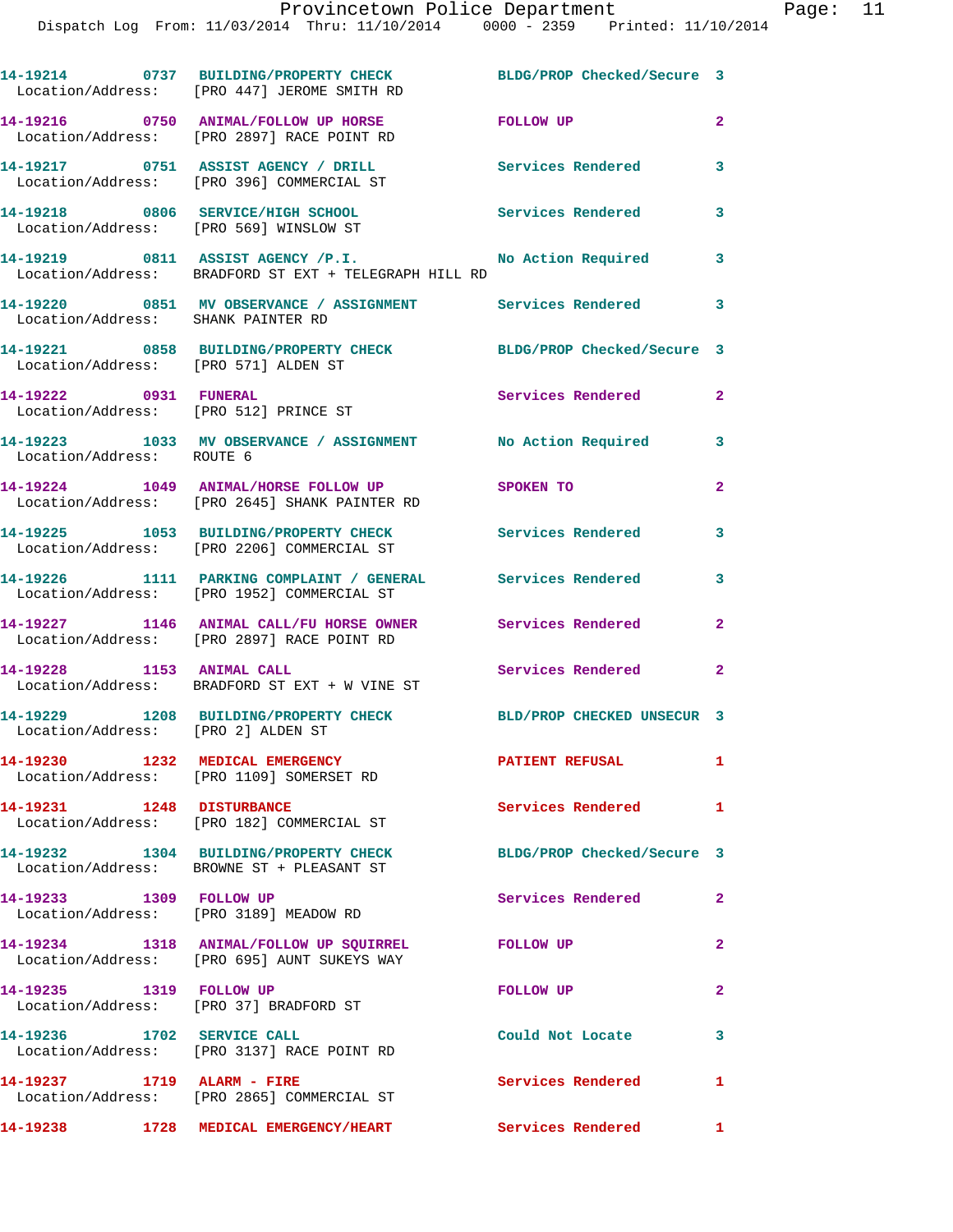| Call # | Time | Call Reason | Action | Priority |
|---|---|---|---|---|
| 14-19214 | 0737 | BUILDING/PROPERTY CHECK | BLDG/PROP Checked/Secure | 3 |
| Location/Address: [PRO 447] JEROME SMITH RD | | | | |
| 14-19216 | 0750 | ANIMAL/FOLLOW UP HORSE | FOLLOW UP | 2 |
| Location/Address: [PRO 2897] RACE POINT RD | | | | |
| 14-19217 | 0751 | ASSIST AGENCY / DRILL | Services Rendered | 3 |
| Location/Address: [PRO 396] COMMERCIAL ST | | | | |
| 14-19218 | 0806 | SERVICE/HIGH SCHOOL | Services Rendered | 3 |
| Location/Address: [PRO 569] WINSLOW ST | | | | |
| 14-19219 | 0811 | ASSIST AGENCY /P.I. | No Action Required | 3 |
| Location/Address: BRADFORD ST EXT + TELEGRAPH HILL RD | | | | |
| 14-19220 | 0851 | MV OBSERVANCE / ASSIGNMENT | Services Rendered | 3 |
| Location/Address: SHANK PAINTER RD | | | | |
| 14-19221 | 0858 | BUILDING/PROPERTY CHECK | BLDG/PROP Checked/Secure | 3 |
| Location/Address: [PRO 571] ALDEN ST | | | | |
| 14-19222 | 0931 | FUNERAL | Services Rendered | 2 |
| Location/Address: [PRO 512] PRINCE ST | | | | |
| 14-19223 | 1033 | MV OBSERVANCE / ASSIGNMENT | No Action Required | 3 |
| Location/Address: ROUTE 6 | | | | |
| 14-19224 | 1049 | ANIMAL/HORSE FOLLOW UP | SPOKEN TO | 2 |
| Location/Address: [PRO 2645] SHANK PAINTER RD | | | | |
| 14-19225 | 1053 | BUILDING/PROPERTY CHECK | Services Rendered | 3 |
| Location/Address: [PRO 2206] COMMERCIAL ST | | | | |
| 14-19226 | 1111 | PARKING COMPLAINT / GENERAL | Services Rendered | 3 |
| Location/Address: [PRO 1952] COMMERCIAL ST | | | | |
| 14-19227 | 1146 | ANIMAL CALL/FU HORSE OWNER | Services Rendered | 2 |
| Location/Address: [PRO 2897] RACE POINT RD | | | | |
| 14-19228 | 1153 | ANIMAL CALL | Services Rendered | 2 |
| Location/Address: BRADFORD ST EXT + W VINE ST | | | | |
| 14-19229 | 1208 | BUILDING/PROPERTY CHECK | BLD/PROP CHECKED UNSECUR | 3 |
| Location/Address: [PRO 2] ALDEN ST | | | | |
| 14-19230 | 1232 | MEDICAL EMERGENCY | PATIENT REFUSAL | 1 |
| Location/Address: [PRO 1109] SOMERSET RD | | | | |
| 14-19231 | 1248 | DISTURBANCE | Services Rendered | 1 |
| Location/Address: [PRO 182] COMMERCIAL ST | | | | |
| 14-19232 | 1304 | BUILDING/PROPERTY CHECK | BLDG/PROP Checked/Secure | 3 |
| Location/Address: BROWNE ST + PLEASANT ST | | | | |
| 14-19233 | 1309 | FOLLOW UP | Services Rendered | 2 |
| Location/Address: [PRO 3189] MEADOW RD | | | | |
| 14-19234 | 1318 | ANIMAL/FOLLOW UP SQUIRREL | FOLLOW UP | 2 |
| Location/Address: [PRO 695] AUNT SUKEYS WAY | | | | |
| 14-19235 | 1319 | FOLLOW UP | FOLLOW UP | 2 |
| Location/Address: [PRO 37] BRADFORD ST | | | | |
| 14-19236 | 1702 | SERVICE CALL | Could Not Locate | 3 |
| Location/Address: [PRO 3137] RACE POINT RD | | | | |
| 14-19237 | 1719 | ALARM - FIRE | Services Rendered | 1 |
| Location/Address: [PRO 2865] COMMERCIAL ST | | | | |
| 14-19238 | 1728 | MEDICAL EMERGENCY/HEART | Services Rendered | 1 |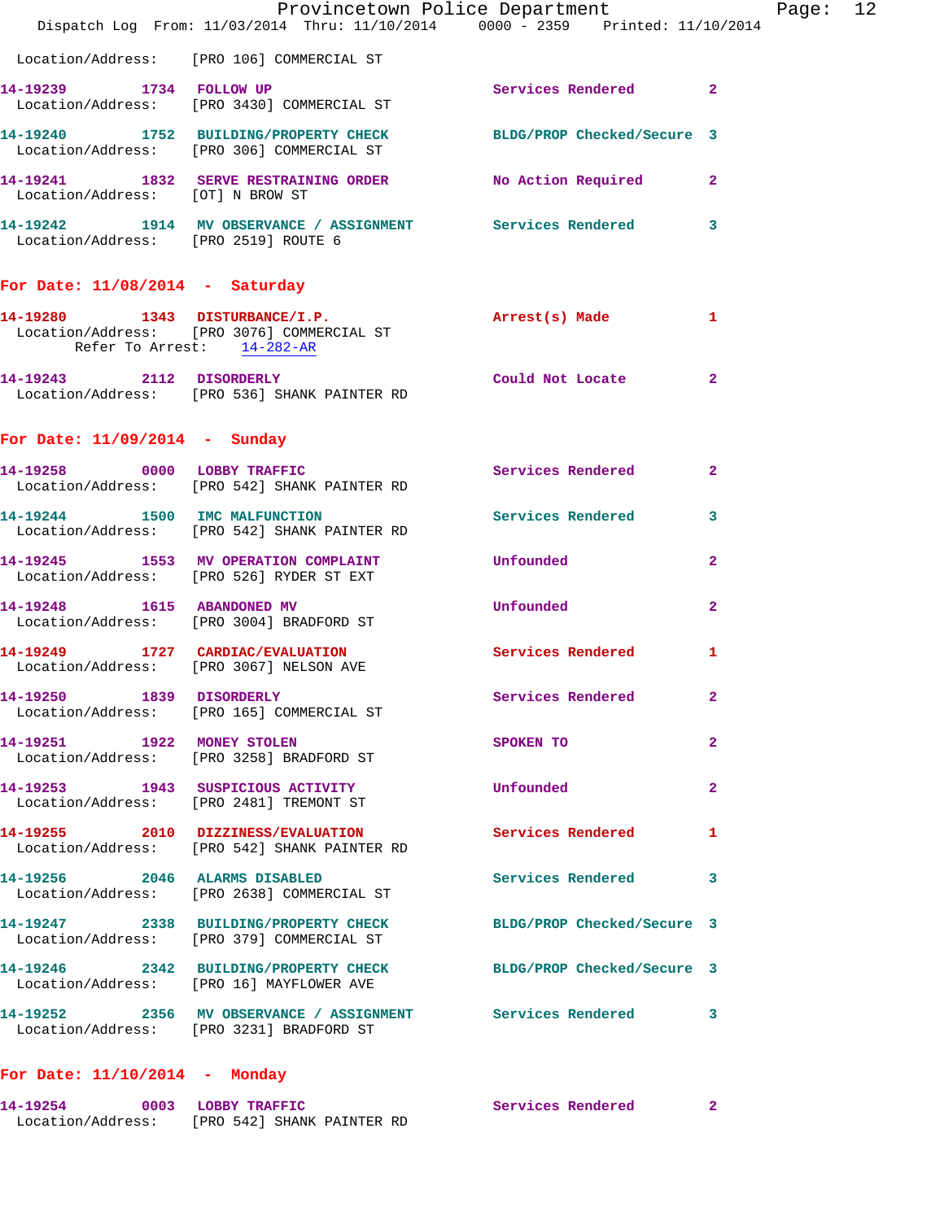Location/Address: [PRO 106] COMMERCIAL ST

**14-19239** 1734 **FOLLOW UP** Services Rendered 2
Location/Address: [PRO 3430] COMMERCIAL ST

**14-19240** 1752 **BUILDING/PROPERTY CHECK** BLDG/PROP Checked/Secure 3
Location/Address: [PRO 306] COMMERCIAL ST

**14-19241** 1832 **SERVE RESTRAINING ORDER** No Action Required 2
Location/Address: [OT] N BROW ST

**14-19242** 1914 **MV OBSERVANCE / ASSIGNMENT** Services Rendered 3
Location/Address: [PRO 2519] ROUTE 6

## For Date: 11/08/2014 - Saturday

**14-19280** 1343 **DISTURBANCE/I.P.** Arrest(s) Made 1
Location/Address: [PRO 3076] COMMERCIAL ST
Refer To Arrest: 14-282-AR

**14-19243** 2112 **DISORDERLY** Could Not Locate 2
Location/Address: [PRO 536] SHANK PAINTER RD

## For Date: 11/09/2014 - Sunday

**14-19258** 0000 **LOBBY TRAFFIC** Services Rendered 2
Location/Address: [PRO 542] SHANK PAINTER RD

**14-19244** 1500 **IMC MALFUNCTION** Services Rendered 3
Location/Address: [PRO 542] SHANK PAINTER RD

**14-19245** 1553 **MV OPERATION COMPLAINT** Unfounded 2
Location/Address: [PRO 526] RYDER ST EXT

**14-19248** 1615 **ABANDONED MV** Unfounded 2
Location/Address: [PRO 3004] BRADFORD ST

**14-19249** 1727 **CARDIAC/EVALUATION** Services Rendered 1
Location/Address: [PRO 3067] NELSON AVE

**14-19250** 1839 **DISORDERLY** Services Rendered 2
Location/Address: [PRO 165] COMMERCIAL ST

**14-19251** 1922 **MONEY STOLEN** SPOKEN TO 2
Location/Address: [PRO 3258] BRADFORD ST

**14-19253** 1943 **SUSPICIOUS ACTIVITY** Unfounded 2
Location/Address: [PRO 2481] TREMONT ST

**14-19255** 2010 **DIZZINESS/EVALUATION** Services Rendered 1
Location/Address: [PRO 542] SHANK PAINTER RD

**14-19256** 2046 **ALARMS DISABLED** Services Rendered 3
Location/Address: [PRO 2638] COMMERCIAL ST

**14-19247** 2338 **BUILDING/PROPERTY CHECK** BLDG/PROP Checked/Secure 3
Location/Address: [PRO 379] COMMERCIAL ST

**14-19246** 2342 **BUILDING/PROPERTY CHECK** BLDG/PROP Checked/Secure 3
Location/Address: [PRO 16] MAYFLOWER AVE

**14-19252** 2356 **MV OBSERVANCE / ASSIGNMENT** Services Rendered 3
Location/Address: [PRO 3231] BRADFORD ST

## For Date: 11/10/2014 - Monday

**14-19254** 0003 **LOBBY TRAFFIC** Services Rendered 2
Location/Address: [PRO 542] SHANK PAINTER RD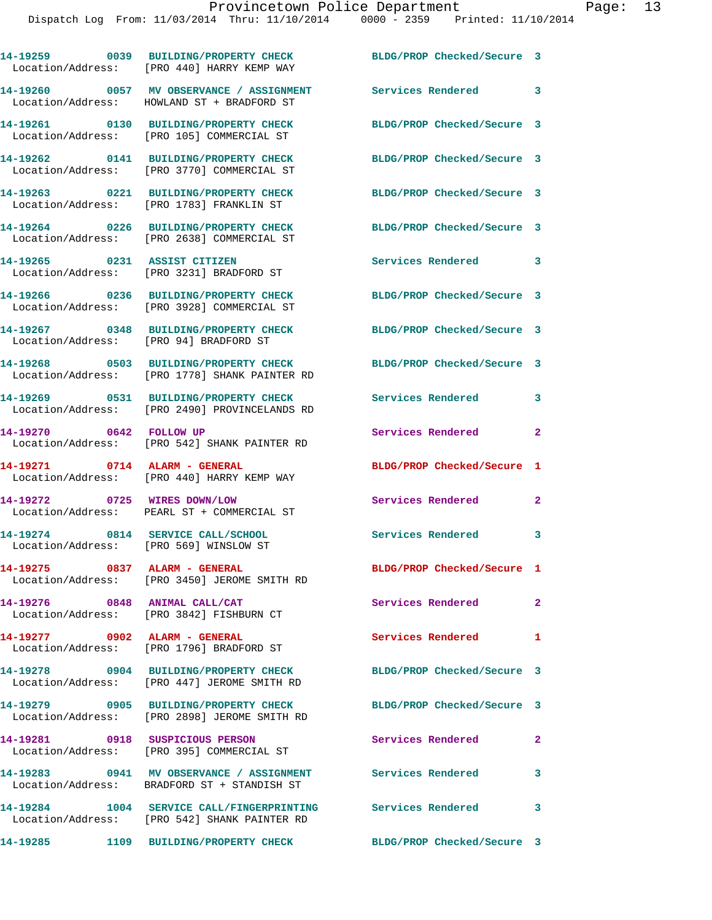14-19259 0039 BUILDING/PROPERTY CHECK BLDG/PROP Checked/Secure 3
Location/Address: [PRO 440] HARRY KEMP WAY

14-19260 0057 MV OBSERVANCE / ASSIGNMENT Services Rendered 3
Location/Address: HOWLAND ST + BRADFORD ST

14-19261 0130 BUILDING/PROPERTY CHECK BLDG/PROP Checked/Secure 3
Location/Address: [PRO 105] COMMERCIAL ST

14-19262 0141 BUILDING/PROPERTY CHECK BLDG/PROP Checked/Secure 3
Location/Address: [PRO 3770] COMMERCIAL ST

14-19263 0221 BUILDING/PROPERTY CHECK BLDG/PROP Checked/Secure 3
Location/Address: [PRO 1783] FRANKLIN ST

14-19264 0226 BUILDING/PROPERTY CHECK BLDG/PROP Checked/Secure 3
Location/Address: [PRO 2638] COMMERCIAL ST

14-19265 0231 ASSIST CITIZEN Services Rendered 3
Location/Address: [PRO 3231] BRADFORD ST

14-19266 0236 BUILDING/PROPERTY CHECK BLDG/PROP Checked/Secure 3
Location/Address: [PRO 3928] COMMERCIAL ST

14-19267 0348 BUILDING/PROPERTY CHECK BLDG/PROP Checked/Secure 3
Location/Address: [PRO 94] BRADFORD ST

14-19268 0503 BUILDING/PROPERTY CHECK BLDG/PROP Checked/Secure 3
Location/Address: [PRO 1778] SHANK PAINTER RD

14-19269 0531 BUILDING/PROPERTY CHECK Services Rendered 3
Location/Address: [PRO 2490] PROVINCELANDS RD

14-19270 0642 FOLLOW UP Services Rendered 2
Location/Address: [PRO 542] SHANK PAINTER RD

14-19271 0714 ALARM - GENERAL BLDG/PROP Checked/Secure 1
Location/Address: [PRO 440] HARRY KEMP WAY

14-19272 0725 WIRES DOWN/LOW Services Rendered 2
Location/Address: PEARL ST + COMMERCIAL ST

14-19274 0814 SERVICE CALL/SCHOOL Services Rendered 3
Location/Address: [PRO 569] WINSLOW ST

14-19275 0837 ALARM - GENERAL BLDG/PROP Checked/Secure 1
Location/Address: [PRO 3450] JEROME SMITH RD

14-19276 0848 ANIMAL CALL/CAT Services Rendered 2
Location/Address: [PRO 3842] FISHBURN CT

14-19277 0902 ALARM - GENERAL Services Rendered 1
Location/Address: [PRO 1796] BRADFORD ST

14-19278 0904 BUILDING/PROPERTY CHECK BLDG/PROP Checked/Secure 3
Location/Address: [PRO 447] JEROME SMITH RD

14-19279 0905 BUILDING/PROPERTY CHECK BLDG/PROP Checked/Secure 3
Location/Address: [PRO 2898] JEROME SMITH RD

14-19281 0918 SUSPICIOUS PERSON Services Rendered 2
Location/Address: [PRO 395] COMMERCIAL ST

14-19283 0941 MV OBSERVANCE / ASSIGNMENT Services Rendered 3
Location/Address: BRADFORD ST + STANDISH ST

14-19284 1004 SERVICE CALL/FINGERPRINTING Services Rendered 3
Location/Address: [PRO 542] SHANK PAINTER RD

14-19285 1109 BUILDING/PROPERTY CHECK BLDG/PROP Checked/Secure 3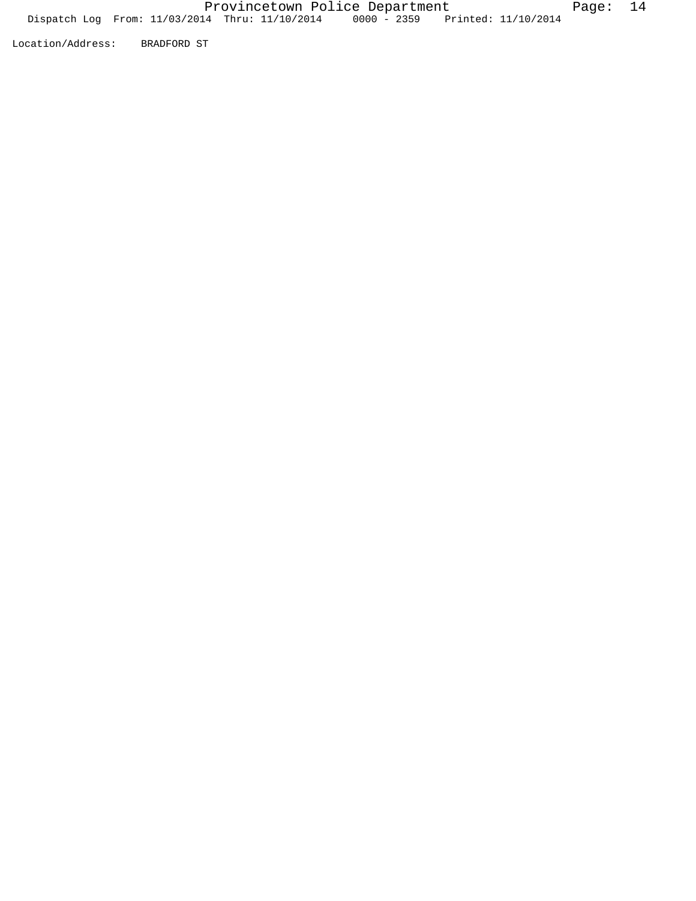Location/Address: BRADFORD ST